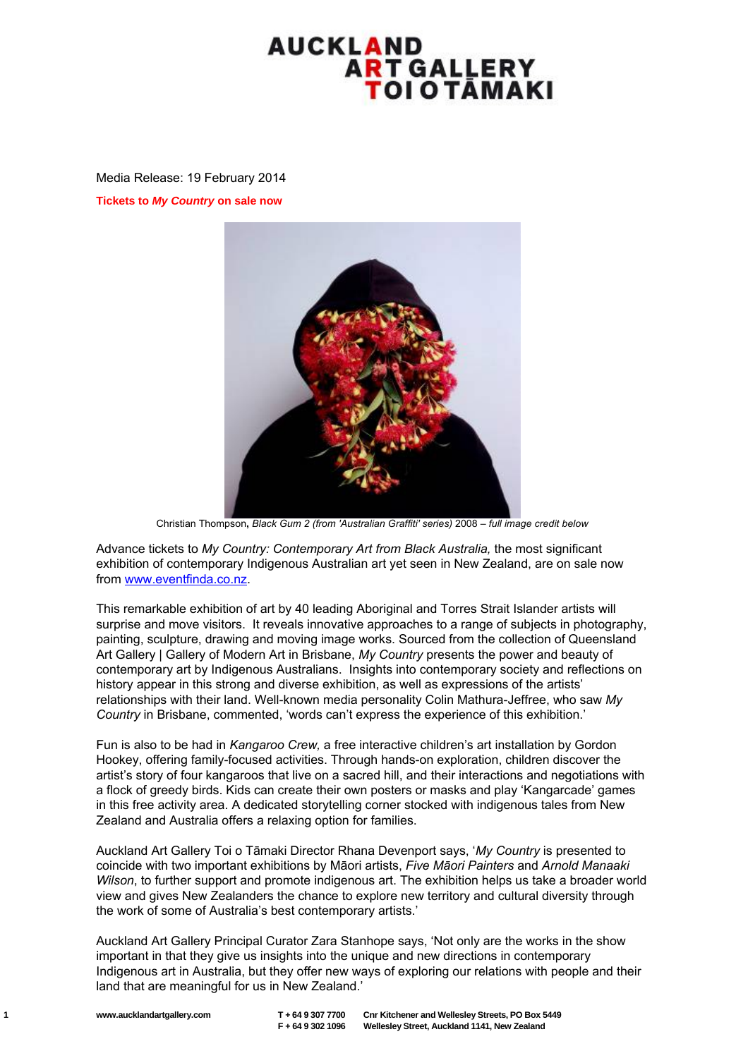# AUCKLAND ART GALLERY TOI O TĀMAKI

Media Release: 19 February 2014

**Tickets to *My Country* on sale now**

Christian Thompson**,** *Black Gum 2 (from 'Australian Graffiti' series)* 2008 – *full image credit below*

Advance tickets to *My Country: Contemporary Art from Black Australia,* the most significant exhibition of contemporary Indigenous Australian art yet seen in New Zealand, are on sale now from www.eventfinda.co.nz.

This remarkable exhibition of art by 40 leading Aboriginal and Torres Strait Islander artists will surprise and move visitors. It reveals innovative approaches to a range of subjects in photography, painting, sculpture, drawing and moving image works. Sourced from the collection of Queensland Art Gallery | Gallery of Modern Art in Brisbane, *My Country* presents the power and beauty of contemporary art by Indigenous Australians. Insights into contemporary society and reflections on history appear in this strong and diverse exhibition, as well as expressions of the artists' relationships with their land. Well-known media personality Colin Mathura-Jeffree, who saw *My Country* in Brisbane, commented, 'words can't express the experience of this exhibition.'

Fun is also to be had in *Kangaroo Crew,* a free interactive children's art installation by Gordon Hookey, offering family-focused activities. Through hands-on exploration, children discover the artist's story of four kangaroos that live on a sacred hill, and their interactions and negotiations with a flock of greedy birds. Kids can create their own posters or masks and play 'Kangarcade' games in this free activity area. A dedicated storytelling corner stocked with indigenous tales from New Zealand and Australia offers a relaxing option for families.

Auckland Art Gallery Toi o Tāmaki Director Rhana Devenport says, '*My Country* is presented to coincide with two important exhibitions by Māori artists, *Five Māori Painters* and *Arnold Manaaki Wilson*, to further support and promote indigenous art. The exhibition helps us take a broader world view and gives New Zealanders the chance to explore new territory and cultural diversity through the work of some of Australia's best contemporary artists.'

Auckland Art Gallery Principal Curator Zara Stanhope says, 'Not only are the works in the show important in that they give us insights into the unique and new directions in contemporary Indigenous art in Australia, but they offer new ways of exploring our relations with people and their land that are meaningful for us in New Zealand.'

www.aucklandartgallery.com T + 64 9 307 7700 F + 64 9 302 1096 Cnr Kitchener and Wellesley Streets, PO Box 5449 Wellesley Street, Auckland 1141, New Zealand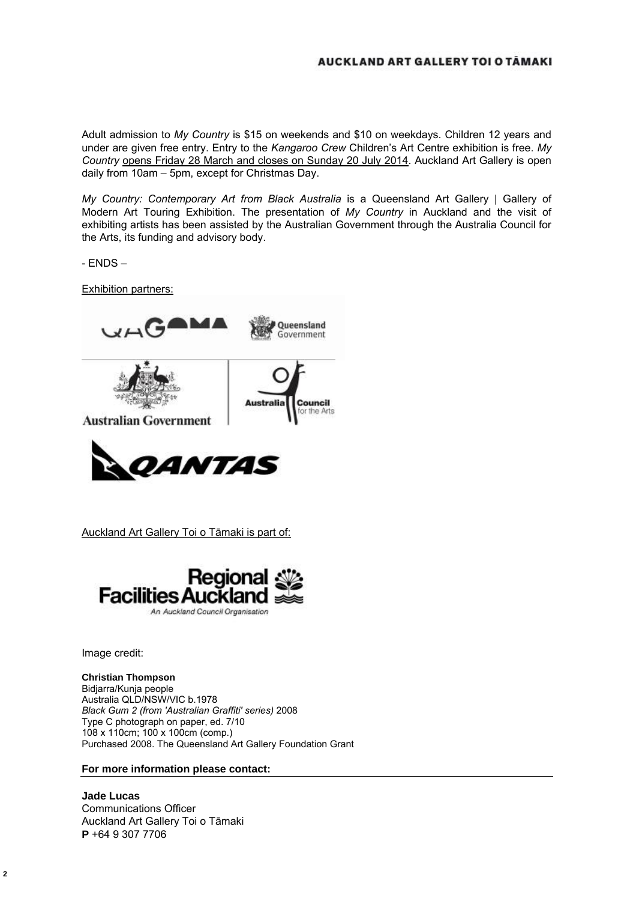Adult admission to *My Country* is $15 on weekends and $10 on weekdays. Children 12 years and under are given free entry. Entry to the *Kangaroo Crew* Children's Art Centre exhibition is free. *My Country* opens Friday 28 March and closes on Sunday 20 July 2014. Auckland Art Gallery is open daily from 10am – 5pm, except for Christmas Day.

*My Country: Contemporary Art from Black Australia* is a Queensland Art Gallery | Gallery of Modern Art Touring Exhibition. The presentation of *My Country* in Auckland and the visit of exhibiting artists has been assisted by the Australian Government through the Australia Council for the Arts, its funding and advisory body.

- ENDS –

Exhibition partners:

Auckland Art Gallery Toi o Tāmaki is part of:

Image credit:

**Christian Thompson**
Bidjarra/Kunja people
Australia QLD/NSW/VIC b.1978
*Black Gum 2 (from 'Australian Graffiti' series)* 2008
Type C photograph on paper, ed. 7/10
108 x 110cm; 100 x 100cm (comp.)
Purchased 2008. The Queensland Art Gallery Foundation Grant

**For more information please contact:**

**Jade Lucas**
Communications Officer
Auckland Art Gallery Toi o Tāmaki
**P** +64 9 307 7706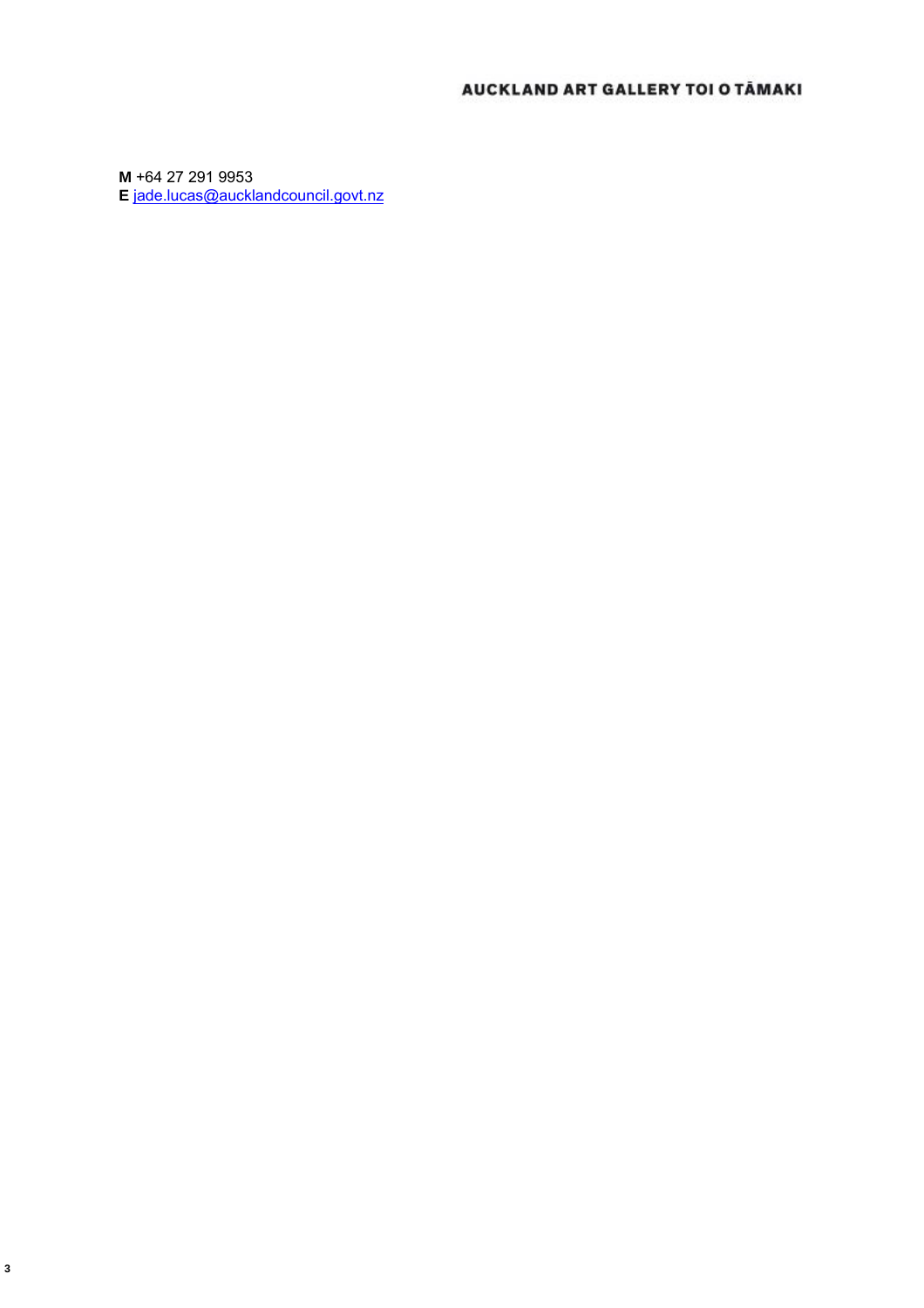**M** +64 27 291 9953
**E** jade.lucas@aucklandcouncil.govt.nz